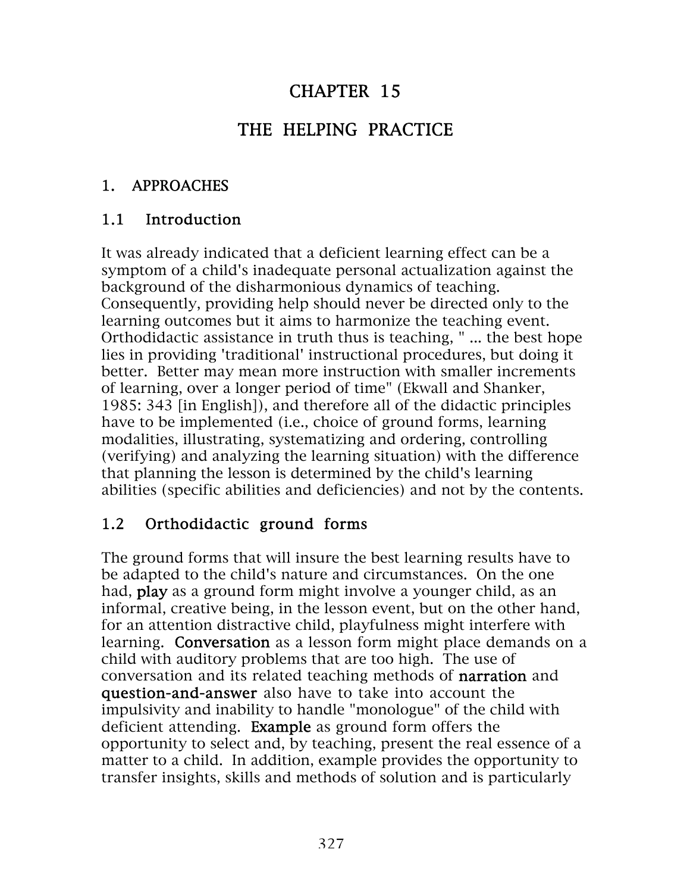# CHAPTER 15

# THE HELPING PRACTICE

## 1. APPROACHES

### 1.1 Introduction

It was already indicated that a deficient learning effect can be a symptom of a child's inadequate personal actualization against the background of the disharmonious dynamics of teaching. Consequently, providing help should never be directed only to the learning outcomes but it aims to harmonize the teaching event. Orthodidactic assistance in truth thus is teaching, " ... the best hope lies in providing 'traditional' instructional procedures, but doing it better. Better may mean more instruction with smaller increments of learning, over a longer period of time" (Ekwall and Shanker, 1985: 343 [in English]), and therefore all of the didactic principles have to be implemented (i.e., choice of ground forms, learning modalities, illustrating, systematizing and ordering, controlling (verifying) and analyzing the learning situation) with the difference that planning the lesson is determined by the child's learning abilities (specific abilities and deficiencies) and not by the contents.

### 1.2 Orthodidactic ground forms

The ground forms that will insure the best learning results have to be adapted to the child's nature and circumstances. On the one had, **play** as a ground form might involve a younger child, as an informal, creative being, in the lesson event, but on the other hand, for an attention distractive child, playfulness might interfere with learning. **Conversation** as a lesson form might place demands on a child with auditory problems that are too high. The use of conversation and its related teaching methods of **narration** and **question-and-answer** also have to take into account the impulsivity and inability to handle "monologue" of the child with deficient attending. **Example** as ground form offers the opportunity to select and, by teaching, present the real essence of a matter to a child. In addition, example provides the opportunity to transfer insights, skills and methods of solution and is particularly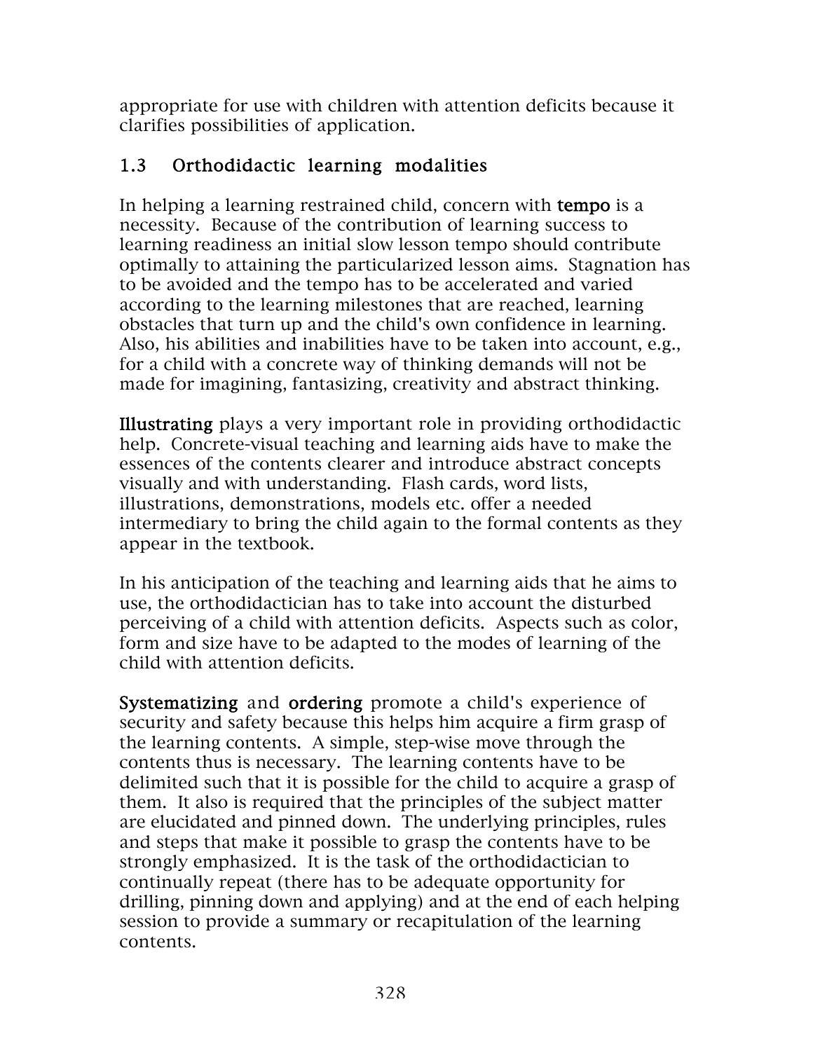appropriate for use with children with attention deficits because it clarifies possibilities of application.

## 1.3 Orthodidactic learning modalities

In helping a learning restrained child, concern with **tempo** is a necessity. Because of the contribution of learning success to learning readiness an initial slow lesson tempo should contribute optimally to attaining the particularized lesson aims. Stagnation has to be avoided and the tempo has to be accelerated and varied according to the learning milestones that are reached, learning obstacles that turn up and the child's own confidence in learning. Also, his abilities and inabilities have to be taken into account, e.g., for a child with a concrete way of thinking demands will not be made for imagining, fantasizing, creativity and abstract thinking.

**Illustrating** plays a very important role in providing orthodidactic help. Concrete-visual teaching and learning aids have to make the essences of the contents clearer and introduce abstract concepts visually and with understanding. Flash cards, word lists, illustrations, demonstrations, models etc. offer a needed intermediary to bring the child again to the formal contents as they appear in the textbook.

In his anticipation of the teaching and learning aids that he aims to use, the orthodidactician has to take into account the disturbed perceiving of a child with attention deficits. Aspects such as color, form and size have to be adapted to the modes of learning of the child with attention deficits.

**Systematizing** and **ordering** promote a child's experience of security and safety because this helps him acquire a firm grasp of the learning contents. A simple, step-wise move through the contents thus is necessary. The learning contents have to be delimited such that it is possible for the child to acquire a grasp of them. It also is required that the principles of the subject matter are elucidated and pinned down. The underlying principles, rules and steps that make it possible to grasp the contents have to be strongly emphasized. It is the task of the orthodidactician to continually repeat (there has to be adequate opportunity for drilling, pinning down and applying) and at the end of each helping session to provide a summary or recapitulation of the learning contents.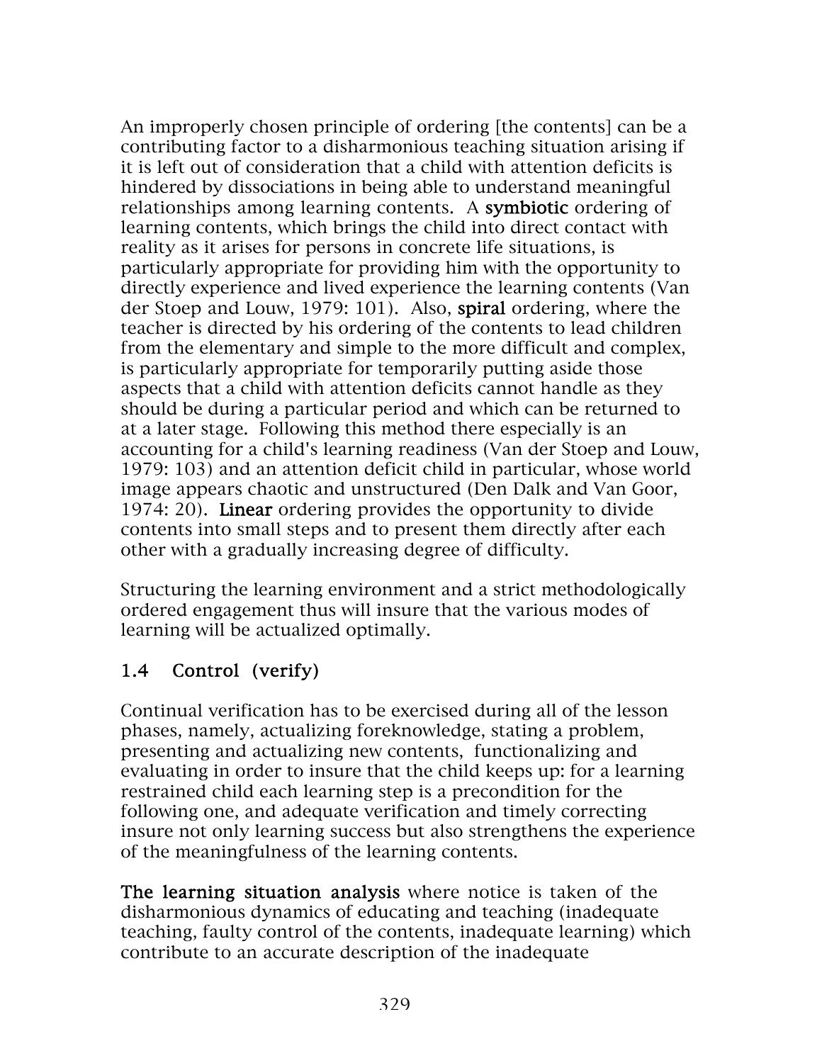An improperly chosen principle of ordering [the contents] can be a contributing factor to a disharmonious teaching situation arising if it is left out of consideration that a child with attention deficits is hindered by dissociations in being able to understand meaningful relationships among learning contents. A **symbiotic** ordering of learning contents, which brings the child into direct contact with reality as it arises for persons in concrete life situations, is particularly appropriate for providing him with the opportunity to directly experience and lived experience the learning contents (Van der Stoep and Louw, 1979: 101). Also, **spiral** ordering, where the teacher is directed by his ordering of the contents to lead children from the elementary and simple to the more difficult and complex, is particularly appropriate for temporarily putting aside those aspects that a child with attention deficits cannot handle as they should be during a particular period and which can be returned to at a later stage. Following this method there especially is an accounting for a child's learning readiness (Van der Stoep and Louw, 1979: 103) and an attention deficit child in particular, whose world image appears chaotic and unstructured (Den Dalk and Van Goor, 1974: 20). **Linear** ordering provides the opportunity to divide contents into small steps and to present them directly after each other with a gradually increasing degree of difficulty.

Structuring the learning environment and a strict methodologically ordered engagement thus will insure that the various modes of learning will be actualized optimally.

### 1.4 Control (verify)

Continual verification has to be exercised during all of the lesson phases, namely, actualizing foreknowledge, stating a problem, presenting and actualizing new contents, functionalizing and evaluating in order to insure that the child keeps up: for a learning restrained child each learning step is a precondition for the following one, and adequate verification and timely correcting insure not only learning success but also strengthens the experience of the meaningfulness of the learning contents.

**The learning situation analysis** where notice is taken of the disharmonious dynamics of educating and teaching (inadequate teaching, faulty control of the contents, inadequate learning) which contribute to an accurate description of the inadequate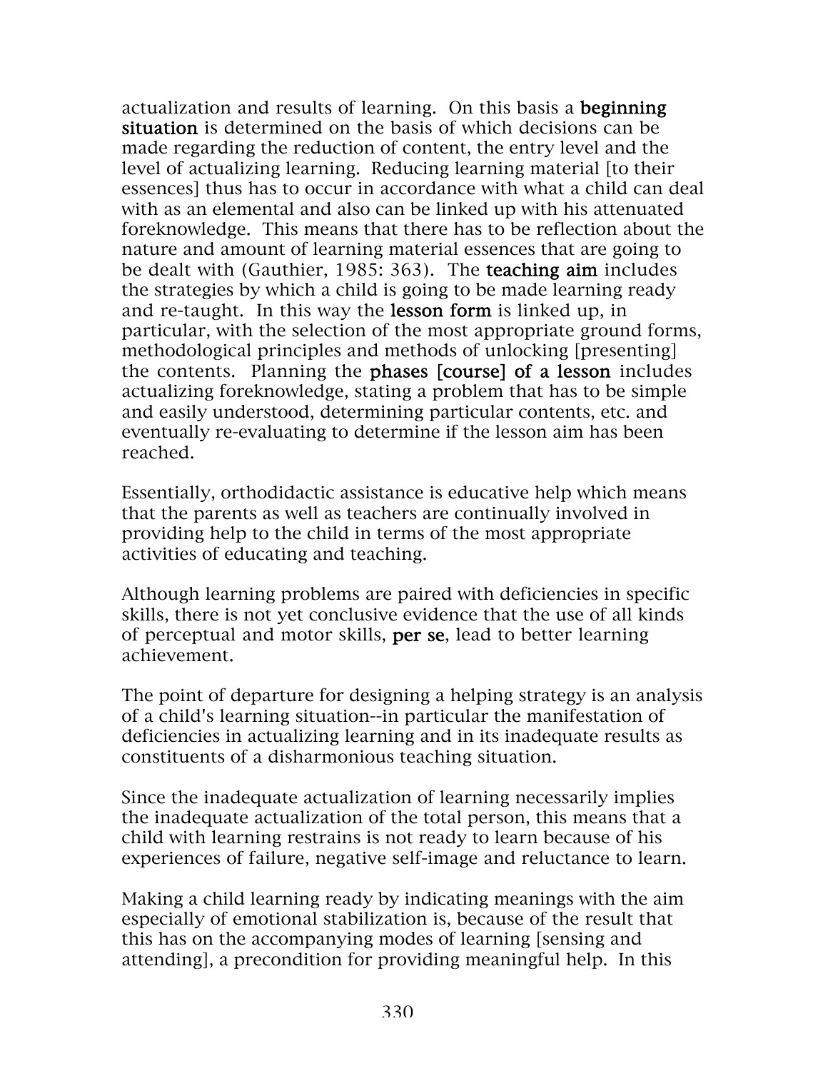actualization and results of learning. On this basis a **beginning situation** is determined on the basis of which decisions can be made regarding the reduction of content, the entry level and the level of actualizing learning. Reducing learning material [to their essences] thus has to occur in accordance with what a child can deal with as an elemental and also can be linked up with his attenuated foreknowledge. This means that there has to be reflection about the nature and amount of learning material essences that are going to be dealt with (Gauthier, 1985: 363). The **teaching aim** includes the strategies by which a child is going to be made learning ready and re-taught. In this way the **lesson form** is linked up, in particular, with the selection of the most appropriate ground forms, methodological principles and methods of unlocking [presenting] the contents. Planning the **phases [course] of a lesson** includes actualizing foreknowledge, stating a problem that has to be simple and easily understood, determining particular contents, etc. and eventually re-evaluating to determine if the lesson aim has been reached.

Essentially, orthodidactic assistance is educative help which means that the parents as well as teachers are continually involved in providing help to the child in terms of the most appropriate activities of educating and teaching.

Although learning problems are paired with deficiencies in specific skills, there is not yet conclusive evidence that the use of all kinds of perceptual and motor skills, **per se**, lead to better learning achievement.

The point of departure for designing a helping strategy is an analysis of a child's learning situation--in particular the manifestation of deficiencies in actualizing learning and in its inadequate results as constituents of a disharmonious teaching situation.

Since the inadequate actualization of learning necessarily implies the inadequate actualization of the total person, this means that a child with learning restrains is not ready to learn because of his experiences of failure, negative self-image and reluctance to learn.

Making a child learning ready by indicating meanings with the aim especially of emotional stabilization is, because of the result that this has on the accompanying modes of learning [sensing and attending], a precondition for providing meaningful help. In this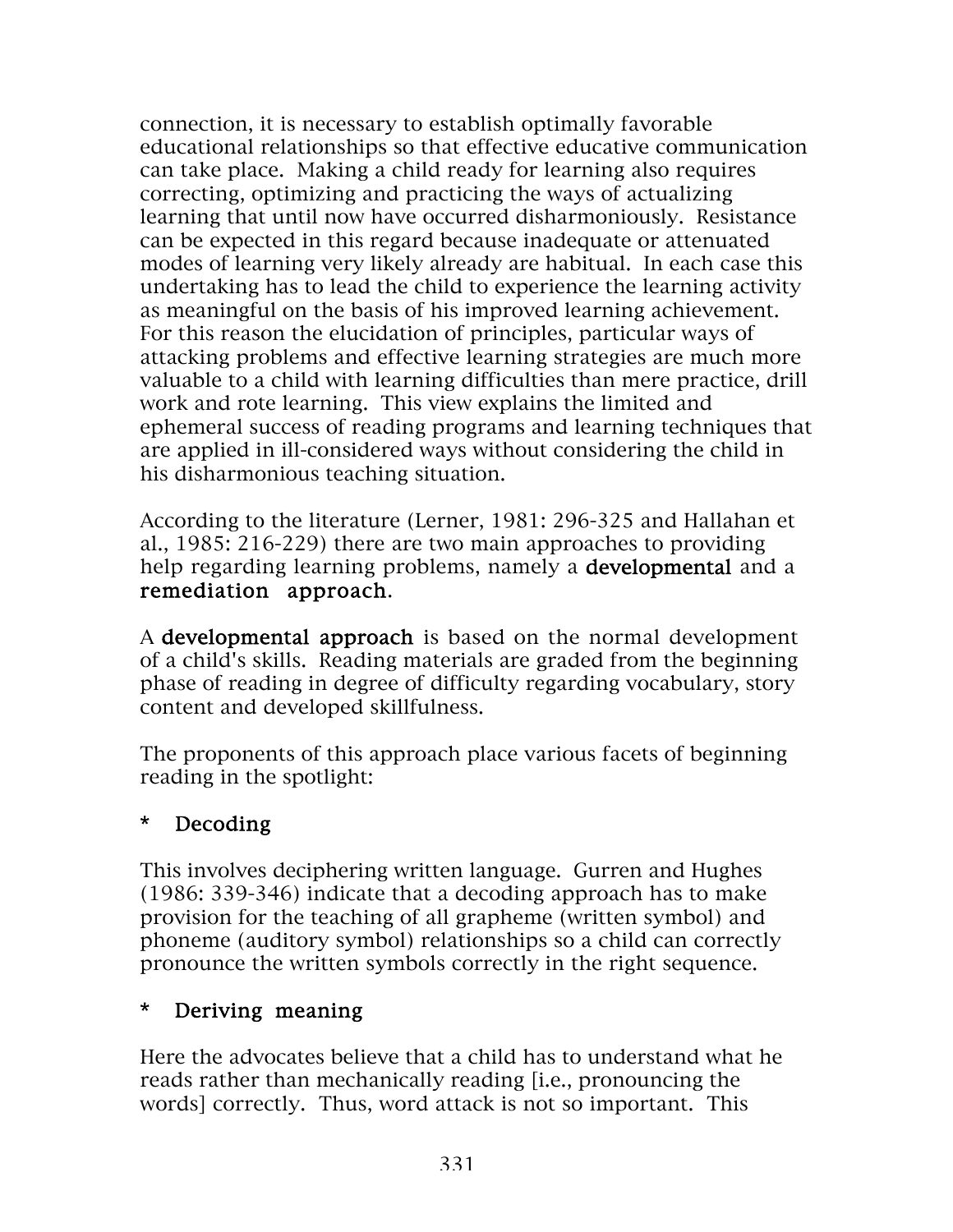connection, it is necessary to establish optimally favorable educational relationships so that effective educative communication can take place. Making a child ready for learning also requires correcting, optimizing and practicing the ways of actualizing learning that until now have occurred disharmoniously. Resistance can be expected in this regard because inadequate or attenuated modes of learning very likely already are habitual. In each case this undertaking has to lead the child to experience the learning activity as meaningful on the basis of his improved learning achievement. For this reason the elucidation of principles, particular ways of attacking problems and effective learning strategies are much more valuable to a child with learning difficulties than mere practice, drill work and rote learning. This view explains the limited and ephemeral success of reading programs and learning techniques that are applied in ill-considered ways without considering the child in his disharmonious teaching situation.

According to the literature (Lerner, 1981: 296-325 and Hallahan et al., 1985: 216-229) there are two main approaches to providing help regarding learning problems, namely a **developmental** and a **remediation approach**.

A **developmental approach** is based on the normal development of a child's skills. Reading materials are graded from the beginning phase of reading in degree of difficulty regarding vocabulary, story content and developed skillfulness.

The proponents of this approach place various facets of beginning reading in the spotlight:

* **Decoding**

This involves deciphering written language. Gurren and Hughes (1986: 339-346) indicate that a decoding approach has to make provision for the teaching of all grapheme (written symbol) and phoneme (auditory symbol) relationships so a child can correctly pronounce the written symbols correctly in the right sequence.

* **Deriving meaning**

Here the advocates believe that a child has to understand what he reads rather than mechanically reading [i.e., pronouncing the words] correctly. Thus, word attack is not so important. This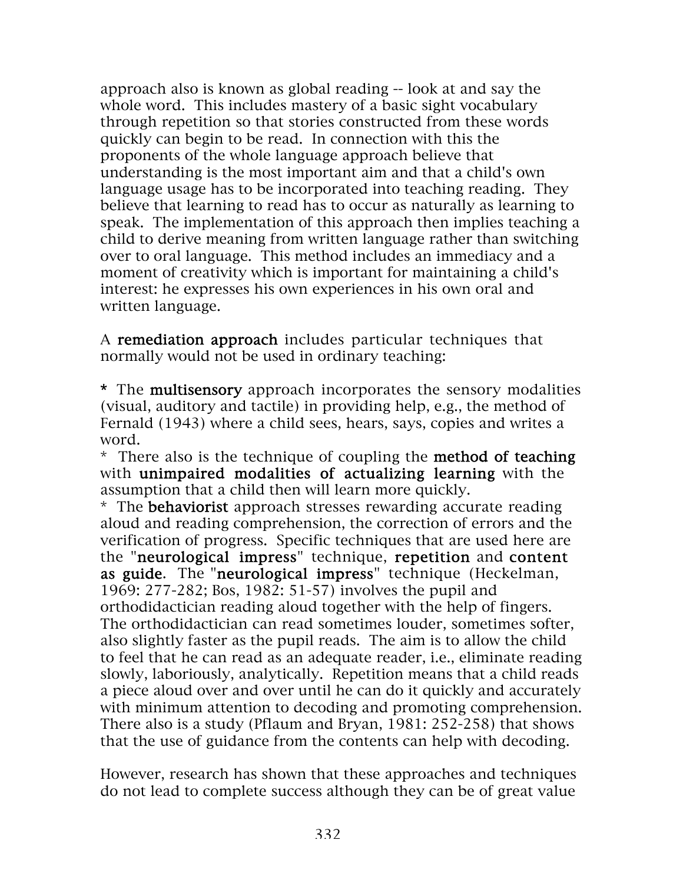approach also is known as global reading -- look at and say the whole word. This includes mastery of a basic sight vocabulary through repetition so that stories constructed from these words quickly can begin to be read. In connection with this the proponents of the whole language approach believe that understanding is the most important aim and that a child's own language usage has to be incorporated into teaching reading. They believe that learning to read has to occur as naturally as learning to speak. The implementation of this approach then implies teaching a child to derive meaning from written language rather than switching over to oral language. This method includes an immediacy and a moment of creativity which is important for maintaining a child's interest: he expresses his own experiences in his own oral and written language.

A **remediation approach** includes particular techniques that normally would not be used in ordinary teaching:

* The **multisensory** approach incorporates the sensory modalities (visual, auditory and tactile) in providing help, e.g., the method of Fernald (1943) where a child sees, hears, says, copies and writes a word.
* There also is the technique of coupling the **method of teaching** with **unimpaired modalities of actualizing learning** with the assumption that a child then will learn more quickly.
* The **behaviorist** approach stresses rewarding accurate reading aloud and reading comprehension, the correction of errors and the verification of progress. Specific techniques that are used here are the "**neurological impress**" technique, **repetition** and **content as guide**. The "**neurological impress**" technique (Heckelman, 1969: 277-282; Bos, 1982: 51-57) involves the pupil and orthodidactician reading aloud together with the help of fingers. The orthodidactician can read sometimes louder, sometimes softer, also slightly faster as the pupil reads. The aim is to allow the child to feel that he can read as an adequate reader, i.e., eliminate reading slowly, laboriously, analytically. Repetition means that a child reads a piece aloud over and over until he can do it quickly and accurately with minimum attention to decoding and promoting comprehension. There also is a study (Pflaum and Bryan, 1981: 252-258) that shows that the use of guidance from the contents can help with decoding.

However, research has shown that these approaches and techniques do not lead to complete success although they can be of great value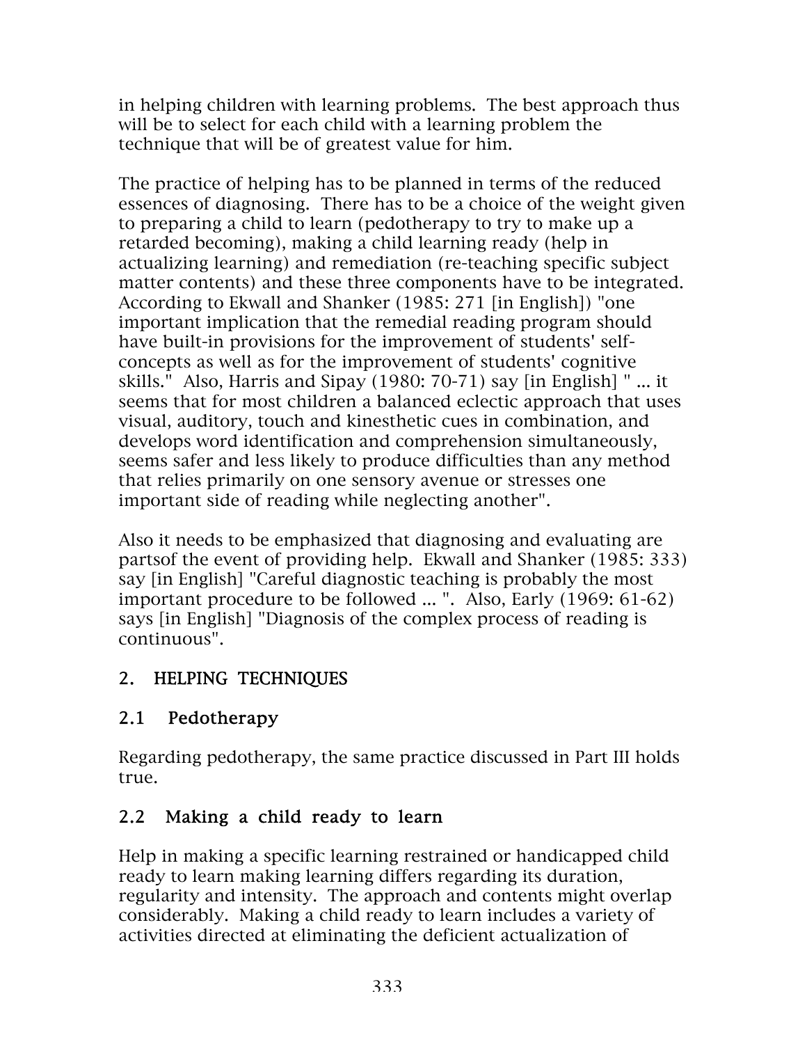in helping children with learning problems. The best approach thus will be to select for each child with a learning problem the technique that will be of greatest value for him.

The practice of helping has to be planned in terms of the reduced essences of diagnosing. There has to be a choice of the weight given to preparing a child to learn (pedotherapy to try to make up a retarded becoming), making a child learning ready (help in actualizing learning) and remediation (re-teaching specific subject matter contents) and these three components have to be integrated. According to Ekwall and Shanker (1985: 271 [in English]) "one important implication that the remedial reading program should have built-in provisions for the improvement of students' self-concepts as well as for the improvement of students' cognitive skills." Also, Harris and Sipay (1980: 70-71) say [in English] " ... it seems that for most children a balanced eclectic approach that uses visual, auditory, touch and kinesthetic cues in combination, and develops word identification and comprehension simultaneously, seems safer and less likely to produce difficulties than any method that relies primarily on one sensory avenue or stresses one important side of reading while neglecting another".

Also it needs to be emphasized that diagnosing and evaluating are partsof the event of providing help. Ekwall and Shanker (1985: 333) say [in English] "Careful diagnostic teaching is probably the most important procedure to be followed ... ". Also, Early (1969: 61-62) says [in English] "Diagnosis of the complex process of reading is continuous".

## 2. HELPING TECHNIQUES

### 2.1 Pedotherapy

Regarding pedotherapy, the same practice discussed in Part III holds true.

### 2.2 Making a child ready to learn

Help in making a specific learning restrained or handicapped child ready to learn making learning differs regarding its duration, regularity and intensity. The approach and contents might overlap considerably. Making a child ready to learn includes a variety of activities directed at eliminating the deficient actualization of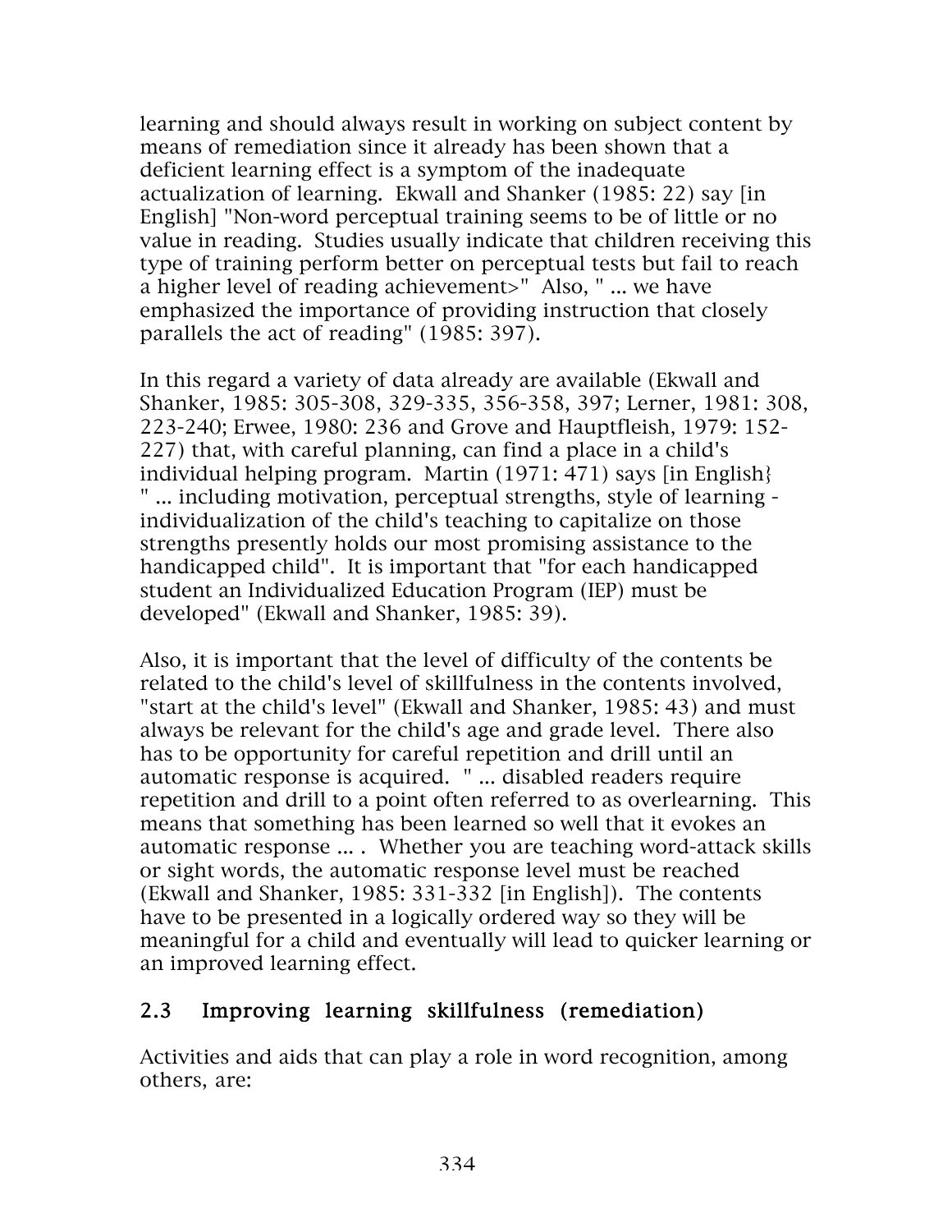learning and should always result in working on subject content by means of remediation since it already has been shown that a deficient learning effect is a symptom of the inadequate actualization of learning. Ekwall and Shanker (1985: 22) say [in English] "Non-word perceptual training seems to be of little or no value in reading. Studies usually indicate that children receiving this type of training perform better on perceptual tests but fail to reach a higher level of reading achievement>" Also, " ... we have emphasized the importance of providing instruction that closely parallels the act of reading" (1985: 397).

In this regard a variety of data already are available (Ekwall and Shanker, 1985: 305-308, 329-335, 356-358, 397; Lerner, 1981: 308, 223-240; Erwee, 1980: 236 and Grove and Hauptfleish, 1979: 152-227) that, with careful planning, can find a place in a child's individual helping program. Martin (1971: 471) says [in English} " ... including motivation, perceptual strengths, style of learning - individualization of the child's teaching to capitalize on those strengths presently holds our most promising assistance to the handicapped child". It is important that "for each handicapped student an Individualized Education Program (IEP) must be developed" (Ekwall and Shanker, 1985: 39).

Also, it is important that the level of difficulty of the contents be related to the child's level of skillfulness in the contents involved, "start at the child's level" (Ekwall and Shanker, 1985: 43) and must always be relevant for the child's age and grade level. There also has to be opportunity for careful repetition and drill until an automatic response is acquired. " ... disabled readers require repetition and drill to a point often referred to as overlearning. This means that something has been learned so well that it evokes an automatic response ... . Whether you are teaching word-attack skills or sight words, the automatic response level must be reached (Ekwall and Shanker, 1985: 331-332 [in English]). The contents have to be presented in a logically ordered way so they will be meaningful for a child and eventually will lead to quicker learning or an improved learning effect.

## 2.3 Improving learning skillfulness (remediation)

Activities and aids that can play a role in word recognition, among others, are: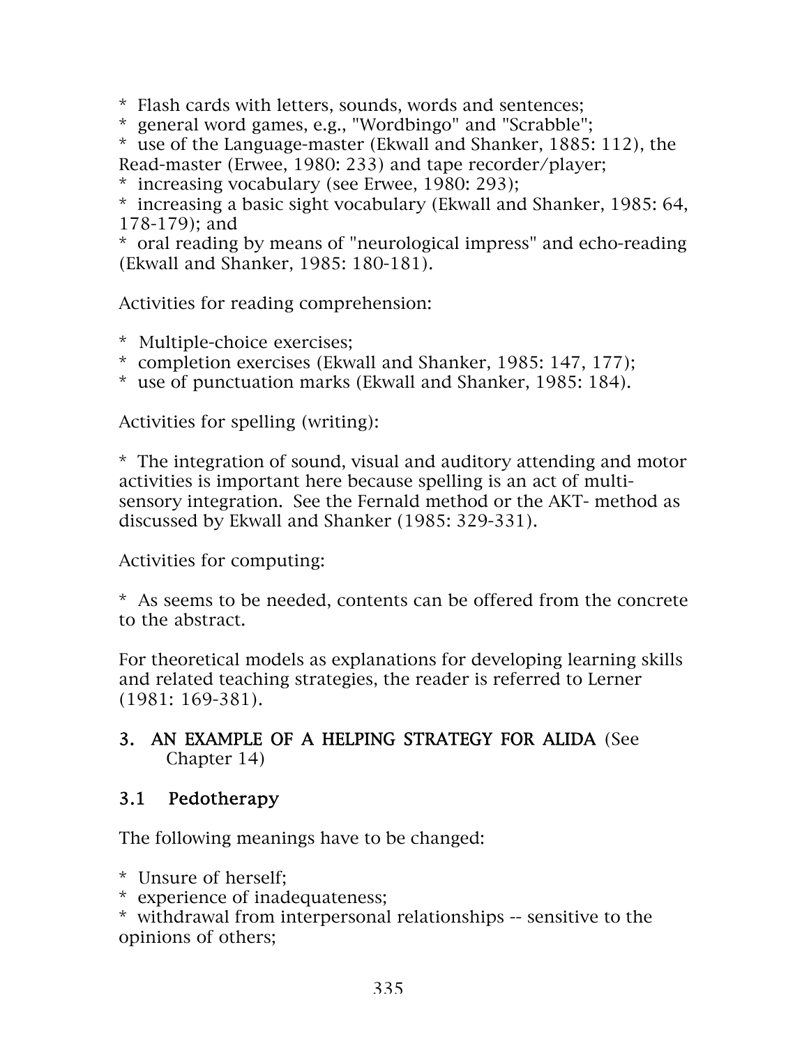* Flash cards with letters, sounds, words and sentences;
* general word games, e.g., "Wordbingo" and "Scrabble";
* use of the Language-master (Ekwall and Shanker, 1885: 112), the Read-master (Erwee, 1980: 233) and tape recorder/player;
* increasing vocabulary (see Erwee, 1980: 293);
* increasing a basic sight vocabulary (Ekwall and Shanker, 1985: 64, 178-179); and
* oral reading by means of "neurological impress" and echo-reading (Ekwall and Shanker, 1985: 180-181).

Activities for reading comprehension:

* Multiple-choice exercises;
* completion exercises (Ekwall and Shanker, 1985: 147, 177);
* use of punctuation marks (Ekwall and Shanker, 1985: 184).

Activities for spelling (writing):

* The integration of sound, visual and auditory attending and motor activities is important here because spelling is an act of multi-sensory integration. See the Fernald method or the AKT- method as discussed by Ekwall and Shanker (1985: 329-331).

Activities for computing:

* As seems to be needed, contents can be offered from the concrete to the abstract.

For theoretical models as explanations for developing learning skills and related teaching strategies, the reader is referred to Lerner (1981: 169-381).

## 3. AN EXAMPLE OF A HELPING STRATEGY FOR ALIDA (See Chapter 14)

### 3.1 Pedotherapy

The following meanings have to be changed:

* Unsure of herself;
* experience of inadequateness;
* withdrawal from interpersonal relationships -- sensitive to the opinions of others;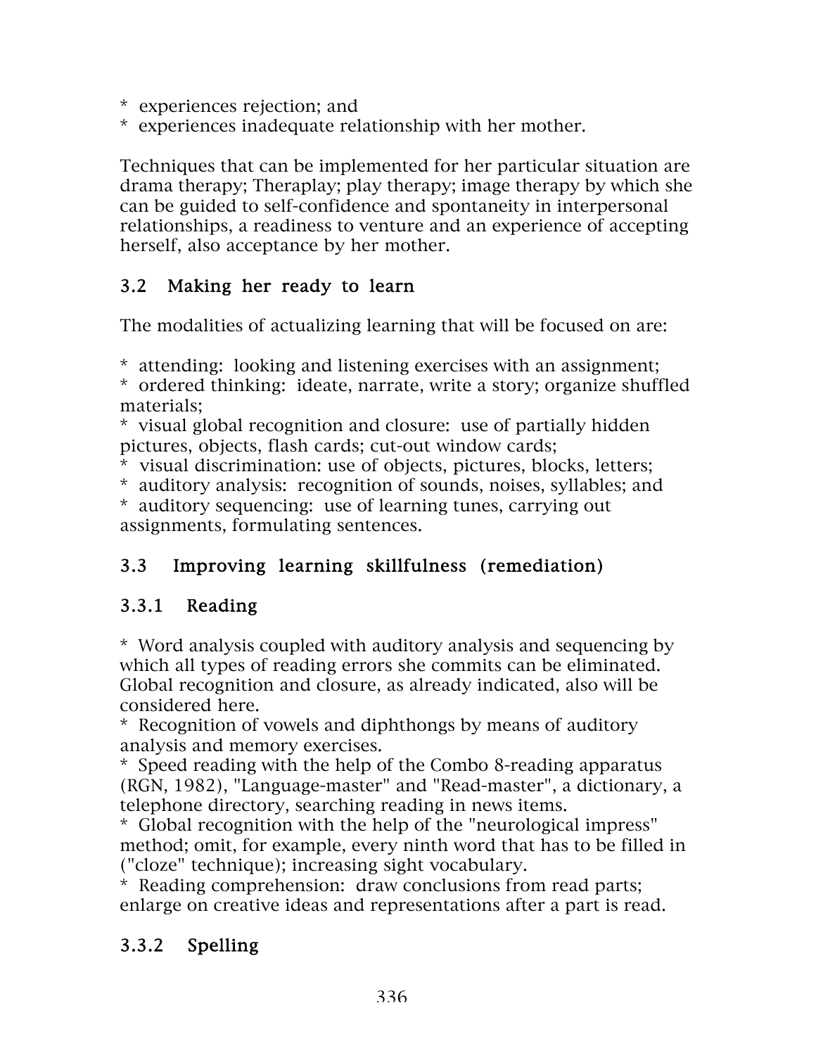* experiences rejection; and
* experiences inadequate relationship with her mother.

Techniques that can be implemented for her particular situation are drama therapy; Theraplay; play therapy; image therapy by which she can be guided to self-confidence and spontaneity in interpersonal relationships, a readiness to venture and an experience of accepting herself, also acceptance by her mother.

### 3.2 Making her ready to learn

The modalities of actualizing learning that will be focused on are:

* attending: looking and listening exercises with an assignment;
* ordered thinking: ideate, narrate, write a story; organize shuffled materials;
* visual global recognition and closure: use of partially hidden pictures, objects, flash cards; cut-out window cards;
* visual discrimination: use of objects, pictures, blocks, letters;
* auditory analysis: recognition of sounds, noises, syllables; and
* auditory sequencing: use of learning tunes, carrying out assignments, formulating sentences.

### 3.3 Improving learning skillfulness (remediation)

#### 3.3.1 Reading

* Word analysis coupled with auditory analysis and sequencing by which all types of reading errors she commits can be eliminated. Global recognition and closure, as already indicated, also will be considered here.
* Recognition of vowels and diphthongs by means of auditory analysis and memory exercises.
* Speed reading with the help of the Combo 8-reading apparatus (RGN, 1982), "Language-master" and "Read-master", a dictionary, a telephone directory, searching reading in news items.
* Global recognition with the help of the "neurological impress" method; omit, for example, every ninth word that has to be filled in ("cloze" technique); increasing sight vocabulary.
* Reading comprehension: draw conclusions from read parts; enlarge on creative ideas and representations after a part is read.

#### 3.3.2 Spelling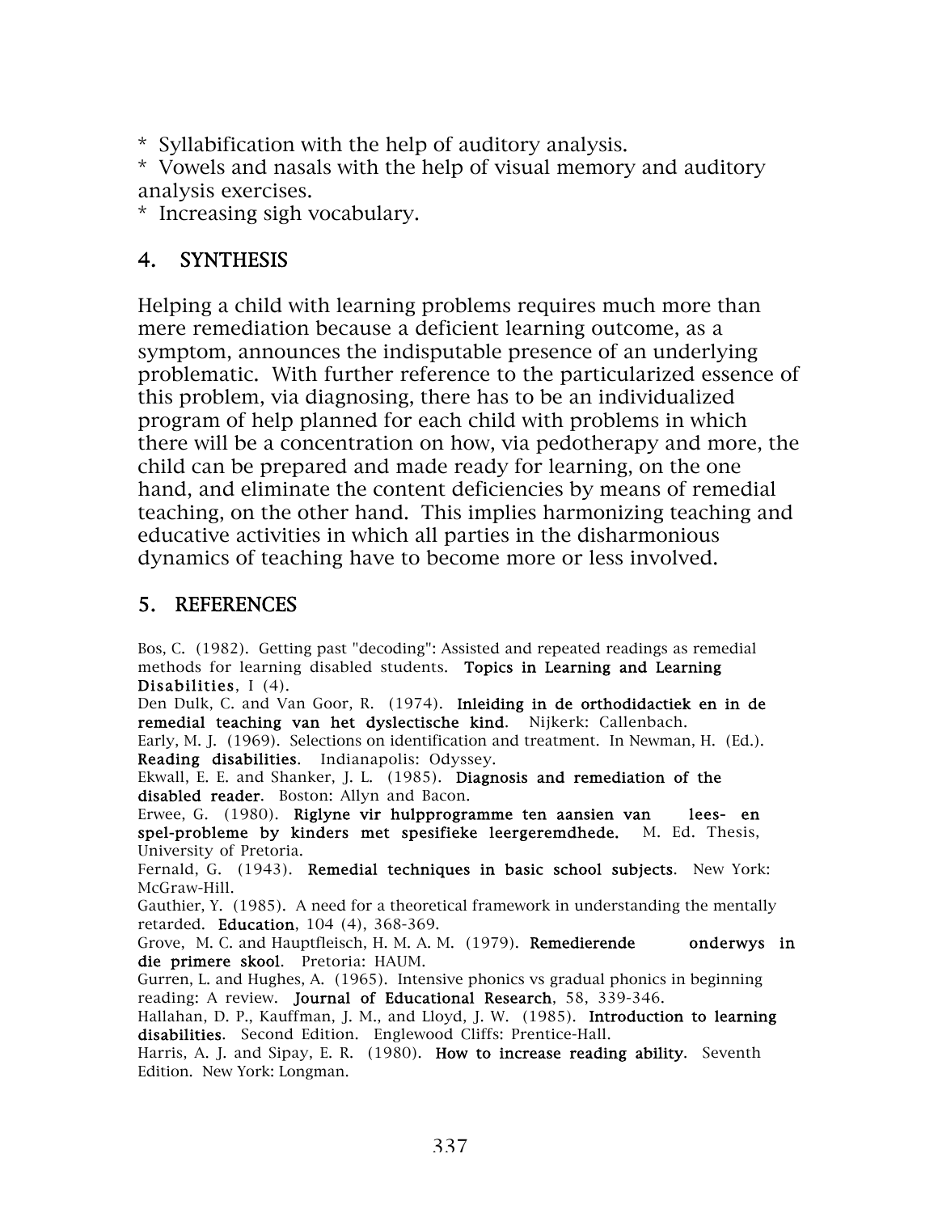* Syllabification with the help of auditory analysis.
* Vowels and nasals with the help of visual memory and auditory analysis exercises.
* Increasing sigh vocabulary.

## 4. SYNTHESIS

Helping a child with learning problems requires much more than mere remediation because a deficient learning outcome, as a symptom, announces the indisputable presence of an underlying problematic. With further reference to the particularized essence of this problem, via diagnosing, there has to be an individualized program of help planned for each child with problems in which there will be a concentration on how, via pedotherapy and more, the child can be prepared and made ready for learning, on the one hand, and eliminate the content deficiencies by means of remedial teaching, on the other hand. This implies harmonizing teaching and educative activities in which all parties in the disharmonious dynamics of teaching have to become more or less involved.

## 5. REFERENCES

Bos, C. (1982). Getting past "decoding": Assisted and repeated readings as remedial methods for learning disabled students. **Topics in Learning and Learning Disabilities**, I (4).

Den Dulk, C. and Van Goor, R. (1974). **Inleiding in de orthodidactiek en in de remedial teaching van het dyslectische kind**. Nijkerk: Callenbach.

Early, M. J. (1969). Selections on identification and treatment. In Newman, H. (Ed.). **Reading disabilities**. Indianapolis: Odyssey.

Ekwall, E. E. and Shanker, J. L. (1985). **Diagnosis and remediation of the disabled reader**. Boston: Allyn and Bacon.

Erwee, G. (1980). **Riglyne vir hulpprogramme ten aansien van lees- en spel-probleme by kinders met spesifieke leergeremdhede.** M. Ed. Thesis, University of Pretoria.

Fernald, G. (1943). **Remedial techniques in basic school subjects**. New York: McGraw-Hill.

Gauthier, Y. (1985). A need for a theoretical framework in understanding the mentally retarded. **Education**, 104 (4), 368-369.

Grove, M. C. and Hauptfleisch, H. M. A. M. (1979). **Remedierende onderwys in die primere skool**. Pretoria: HAUM.

Gurren, L. and Hughes, A. (1965). Intensive phonics vs gradual phonics in beginning reading: A review. **Journal of Educational Research**, 58, 339-346.

Hallahan, D. P., Kauffman, J. M., and Lloyd, J. W. (1985). **Introduction to learning disabilities**. Second Edition. Englewood Cliffs: Prentice-Hall.

Harris, A. J. and Sipay, E. R. (1980). **How to increase reading ability**. Seventh Edition. New York: Longman.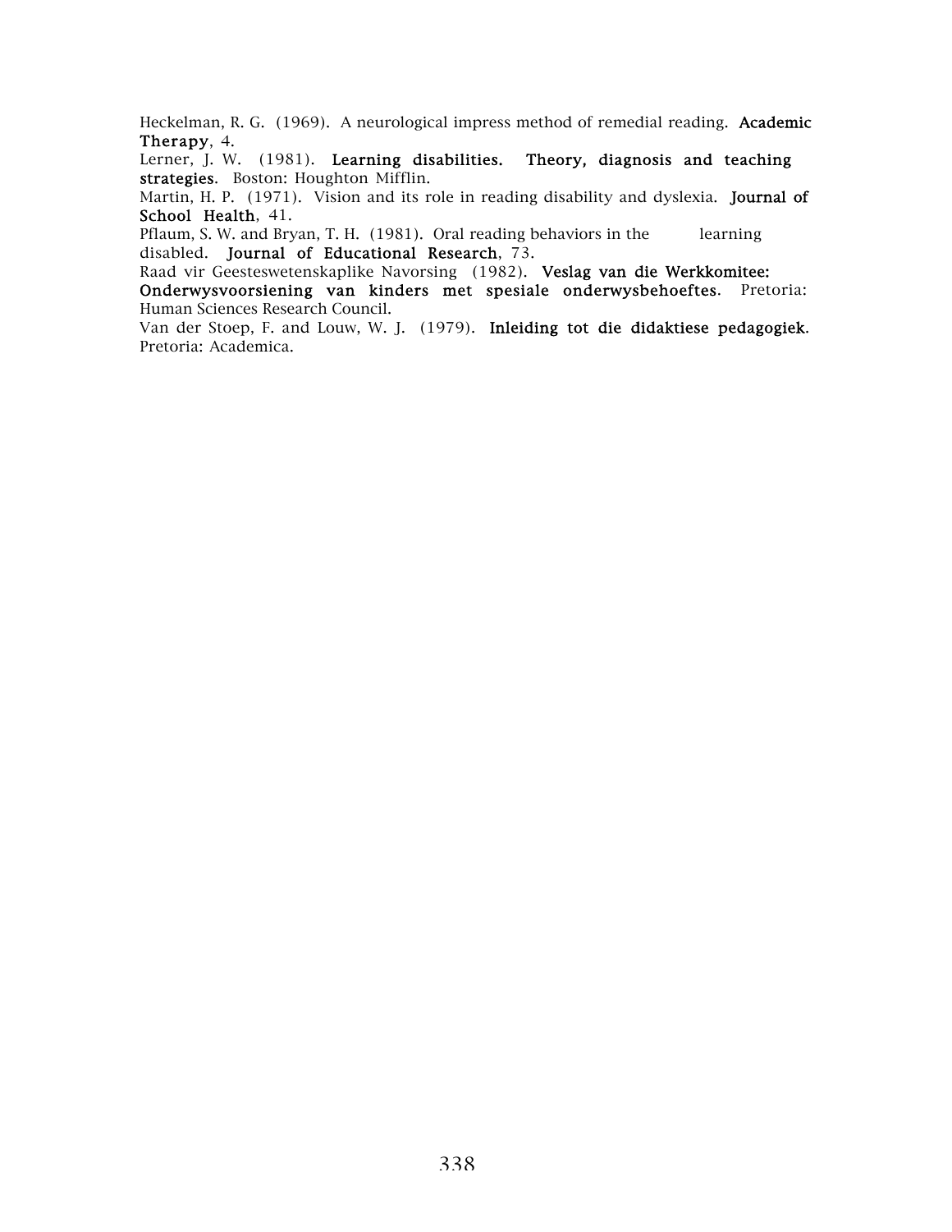Heckelman, R. G. (1969). A neurological impress method of remedial reading. **Academic Therapy**, 4.

Lerner, J. W. (1981). **Learning disabilities. Theory, diagnosis and teaching strategies**. Boston: Houghton Mifflin.

Martin, H. P. (1971). Vision and its role in reading disability and dyslexia. **Journal of School Health**, 41.

Pflaum, S. W. and Bryan, T. H. (1981). Oral reading behaviors in the learning disabled. **Journal of Educational Research**, 73.

Raad vir Geesteswetenskaplike Navorsing (1982). **Veslag van die Werkkomitee: Onderwysvoorsiening van kinders met spesiale onderwysbehoeftes**. Pretoria: Human Sciences Research Council.

Van der Stoep, F. and Louw, W. J. (1979). **Inleiding tot die didaktiese pedagogiek**. Pretoria: Academica.